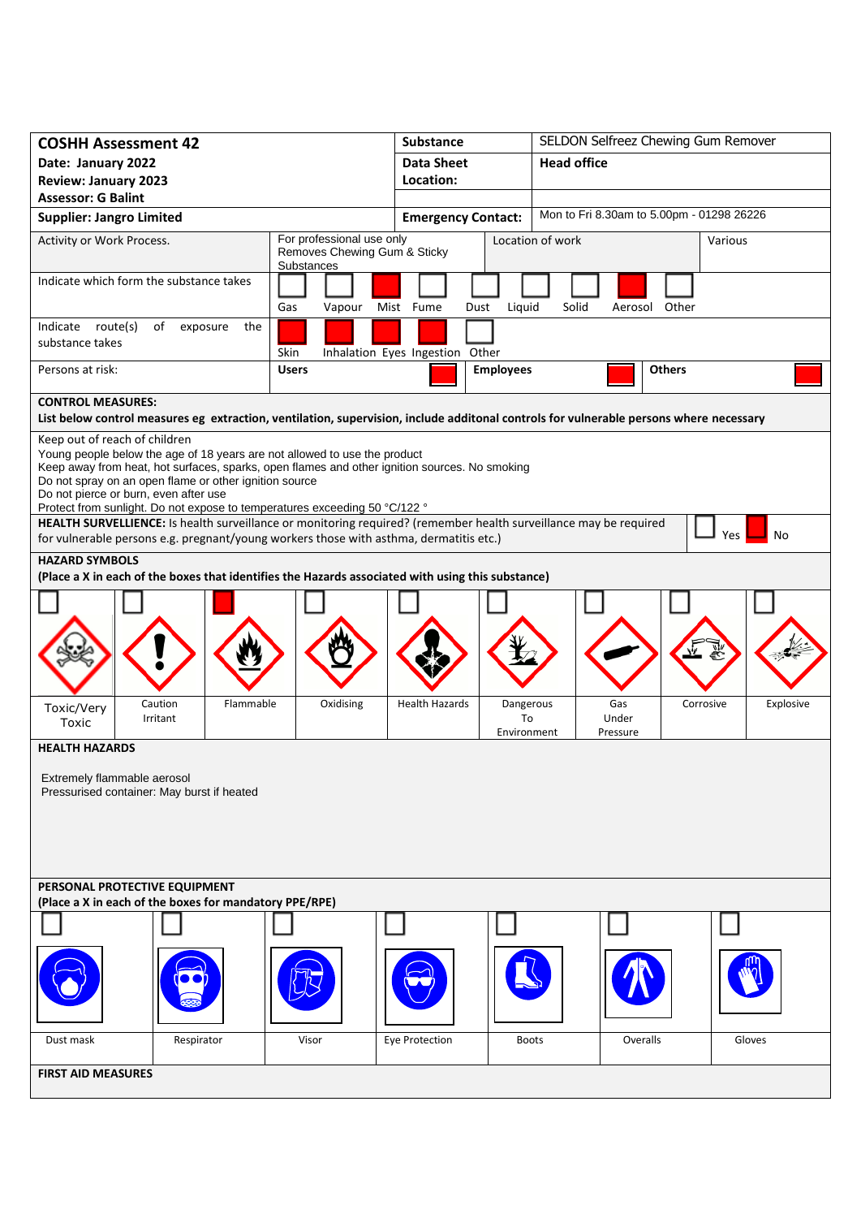| **COSHH Assessment 42** | **Substance** | SELDON Selfreez Chewing Gum Remover |
|---|---|---|
| **Date: January 2022** <br> **Review: January 2023** <br> **Assessor: G Balint** | **Data Sheet** <br> **Location:** | **Head office** |
| **Supplier: Jangro Limited** | **Emergency Contact:** | Mon to Fri 8.30am to 5.00pm - 01298 26226 |

| Activity or Work Process. | For professional use only<br>Removes Chewing Gum & Sticky Substances | Location of work | Various |
|---|---|---|---|

**Indicate which form the substance takes**

| Gas | Vapour | Mist | Fume | Dust | Liquid | Solid | Aerosol | Other |
|---|---|---|---|---|---|---|---|---|
| ☐ | ☐ | ■ | ☐ | ☐ | ☐ | ☐ | ■ | ☐ |

**Indicate route(s) of exposure the substance takes**

| Skin | Inhalation | Eyes | Ingestion | Other |
|---|---|---|---|---|
| ■ | ■ | ■ | ■ | ☐ |

**Persons at risk:**

| Users | Employees | Others |
|---|---|---|
| ■ | ■ | ■ |

**CONTROL MEASURES:**

**List below control measures eg extraction, ventilation, supervision, include additonal controls for vulnerable persons where necessary**

Keep out of reach of children
Young people below the age of 18 years are not allowed to use the product
Keep away from heat, hot surfaces, sparks, open flames and other ignition sources. No smoking
Do not spray on an open flame or other ignition source
Do not pierce or burn, even after use
Protect from sunlight. Do not expose to temperatures exceeding 50 °C/122 °

**HEALTH SURVELLIENCE:** Is health surveillance or monitoring required? (remember health surveillance may be required for vulnerable persons e.g. pregnant/young workers those with asthma, dermatitis etc.) ☐ Yes ■ No

**HAZARD SYMBOLS**

**(Place a X in each of the boxes that identifies the Hazards associated with using this substance)**

| Toxic/Very Toxic | Caution Irritant | Flammable | Oxidising | Health Hazards | Dangerous To Environment | Gas Under Pressure | Corrosive | Explosive |
|---|---|---|---|---|---|---|---|---|
| ☐ | ☐ | ■ | ☐ | ☐ | ☐ | ☐ | ☐ | ☐ |

**HEALTH HAZARDS**

Extremely flammable aerosol
Pressurised container: May burst if heated

**PERSONAL PROTECTIVE EQUIPMENT**

**(Place a X in each of the boxes for mandatory PPE/RPE)**

| Dust mask | Respirator | Visor | Eye Protection | Boots | Overalls | Gloves |
|---|---|---|---|---|---|---|
| ☐ | ☐ | ☐ | ☐ | ☐ | ☐ | ☐ |

**FIRST AID MEASURES**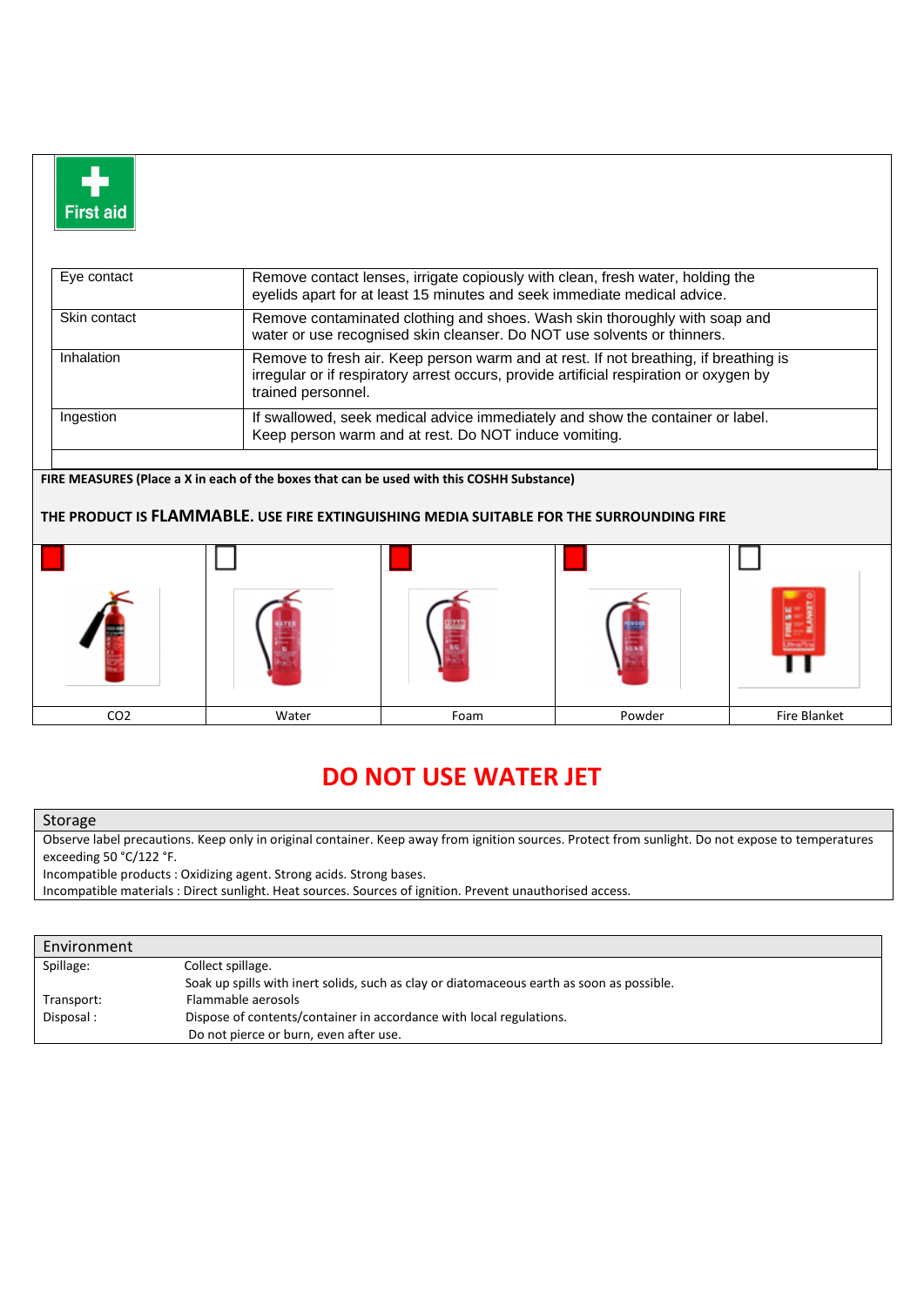First aid

| | |
|---|---|
| Eye contact | Remove contact lenses, irrigate copiously with clean, fresh water, holding the eyelids apart for at least 15 minutes and seek immediate medical advice. |
| Skin contact | Remove contaminated clothing and shoes. Wash skin thoroughly with soap and water or use recognised skin cleanser. Do NOT use solvents or thinners. |
| Inhalation | Remove to fresh air. Keep person warm and at rest. If not breathing, if breathing is irregular or if respiratory arrest occurs, provide artificial respiration or oxygen by trained personnel. |
| Ingestion | If swallowed, seek medical advice immediately and show the container or label. Keep person warm and at rest. Do NOT induce vomiting. |

**FIRE MEASURES (Place a X in each of the boxes that can be used with this COSHH Substance)**

**THE PRODUCT IS FLAMMABLE. USE FIRE EXTINGUISHING MEDIA SUITABLE FOR THE SURROUNDING FIRE**

| CO2 | Water | Foam | Powder | Fire Blanket |
|---|---|---|---|---|
| ■ | ☐ | ■ | ■ | ☐ |

## DO NOT USE WATER JET

## Storage

Observe label precautions. Keep only in original container. Keep away from ignition sources. Protect from sunlight. Do not expose to temperatures exceeding 50 °C/122 °F.
Incompatible products : Oxidizing agent. Strong acids. Strong bases.
Incompatible materials : Direct sunlight. Heat sources. Sources of ignition. Prevent unauthorised access.

## Environment

| | |
|---|---|
| Spillage: | Collect spillage.<br>Soak up spills with inert solids, such as clay or diatomaceous earth as soon as possible. |
| Transport: | Flammable aerosols |
| Disposal : | Dispose of contents/container in accordance with local regulations.<br>Do not pierce or burn, even after use. |